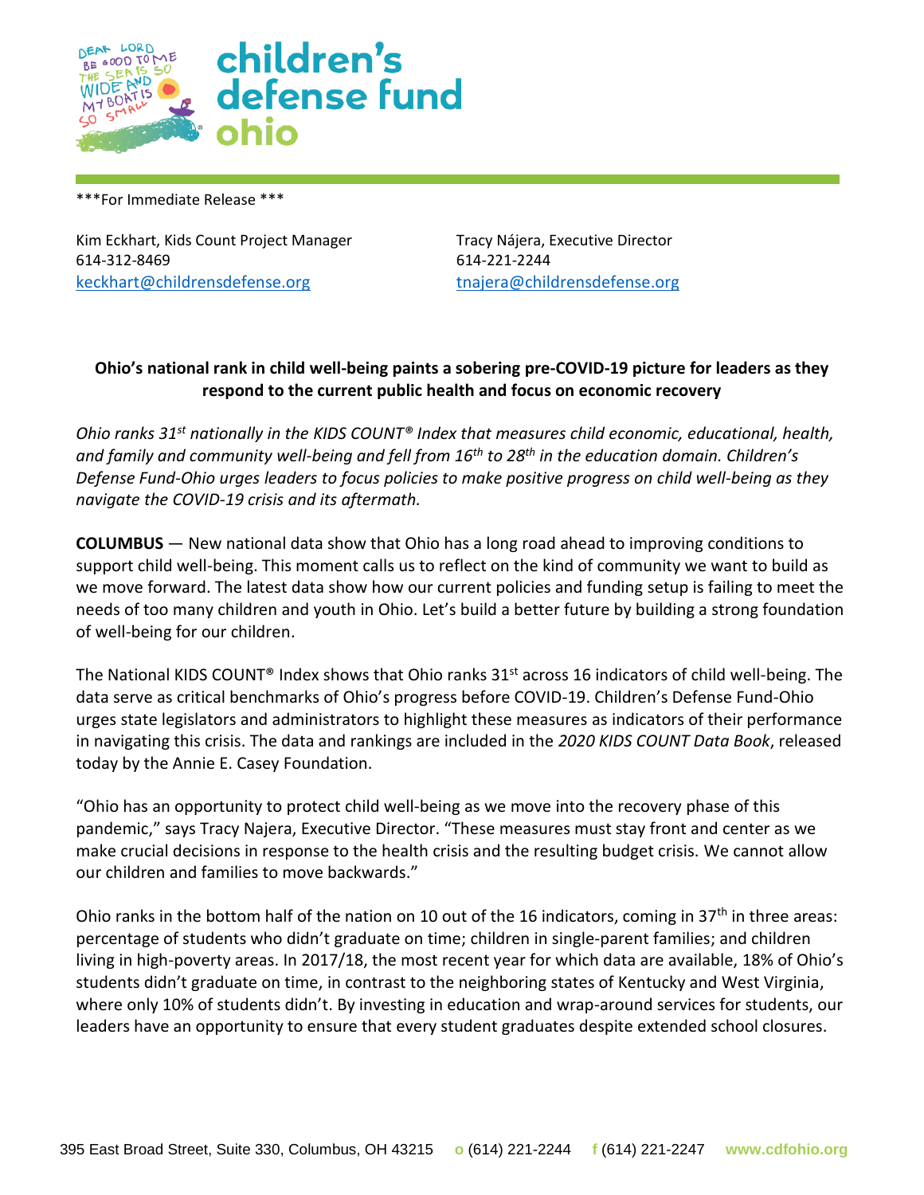**children's defense fund ohio**

\*\*\*For Immediate Release \*\*\*

Kim Eckhart, Kids Count Project Manager
614-312-8469
keckhart@childrensdefense.org

Tracy Nájera, Executive Director
614-221-2244
tnajera@childrensdefense.org

**Ohio's national rank in child well-being paints a sobering pre-COVID-19 picture for leaders as they respond to the current public health and focus on economic recovery**

*Ohio ranks 31st nationally in the KIDS COUNT® Index that measures child economic, educational, health, and family and community well-being and fell from 16th to 28th in the education domain. Children's Defense Fund-Ohio urges leaders to focus policies to make positive progress on child well-being as they navigate the COVID-19 crisis and its aftermath.*

**COLUMBUS** — New national data show that Ohio has a long road ahead to improving conditions to support child well-being. This moment calls us to reflect on the kind of community we want to build as we move forward. The latest data show how our current policies and funding setup is failing to meet the needs of too many children and youth in Ohio. Let's build a better future by building a strong foundation of well-being for our children.

The National KIDS COUNT® Index shows that Ohio ranks 31st across 16 indicators of child well-being. The data serve as critical benchmarks of Ohio's progress before COVID-19. Children's Defense Fund-Ohio urges state legislators and administrators to highlight these measures as indicators of their performance in navigating this crisis. The data and rankings are included in the *2020 KIDS COUNT Data Book*, released today by the Annie E. Casey Foundation.

"Ohio has an opportunity to protect child well-being as we move into the recovery phase of this pandemic," says Tracy Najera, Executive Director. "These measures must stay front and center as we make crucial decisions in response to the health crisis and the resulting budget crisis. We cannot allow our children and families to move backwards."

Ohio ranks in the bottom half of the nation on 10 out of the 16 indicators, coming in 37th in three areas: percentage of students who didn't graduate on time; children in single-parent families; and children living in high-poverty areas. In 2017/18, the most recent year for which data are available, 18% of Ohio's students didn't graduate on time, in contrast to the neighboring states of Kentucky and West Virginia, where only 10% of students didn't. By investing in education and wrap-around services for students, our leaders have an opportunity to ensure that every student graduates despite extended school closures.

395 East Broad Street, Suite 330, Columbus, OH 43215 o (614) 221-2244 f (614) 221-2247 www.cdfohio.org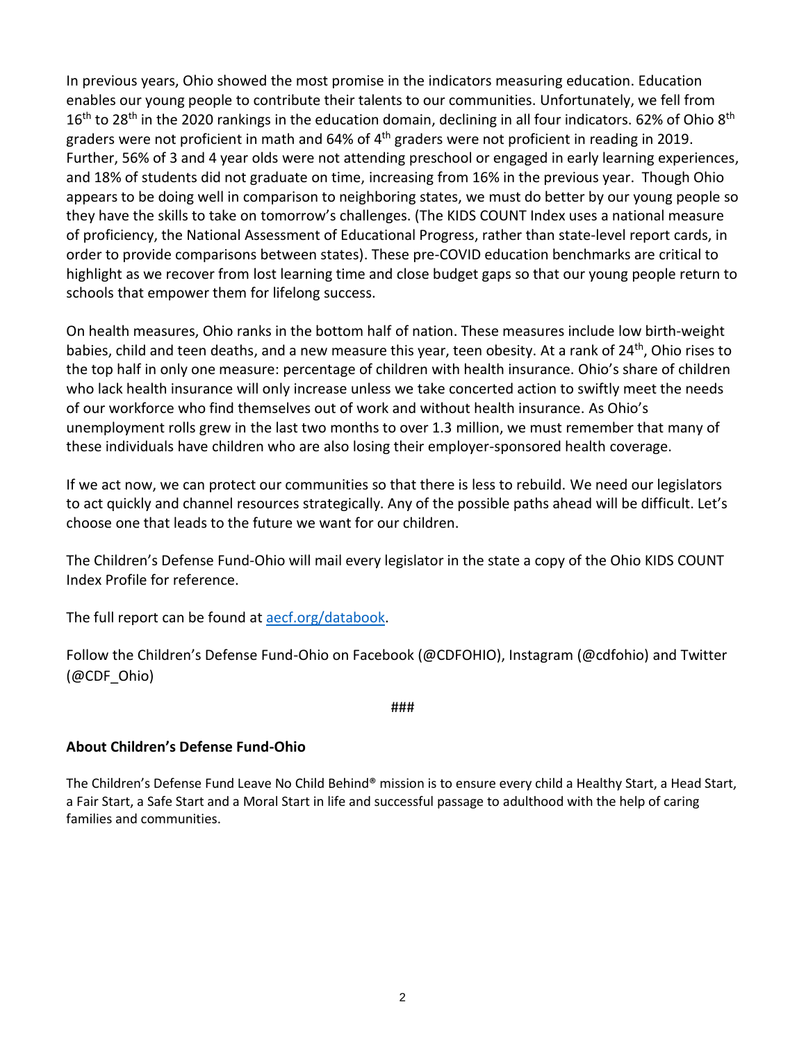In previous years, Ohio showed the most promise in the indicators measuring education. Education enables our young people to contribute their talents to our communities. Unfortunately, we fell from $16^{th}$ to $28^{th}$ in the 2020 rankings in the education domain, declining in all four indicators. 62% of Ohio $8^{th}$ graders were not proficient in math and 64% of $4^{th}$ graders were not proficient in reading in 2019. Further, 56% of 3 and 4 year olds were not attending preschool or engaged in early learning experiences, and 18% of students did not graduate on time, increasing from 16% in the previous year. Though Ohio appears to be doing well in comparison to neighboring states, we must do better by our young people so they have the skills to take on tomorrow's challenges. (The KIDS COUNT Index uses a national measure of proficiency, the National Assessment of Educational Progress, rather than state-level report cards, in order to provide comparisons between states). These pre-COVID education benchmarks are critical to highlight as we recover from lost learning time and close budget gaps so that our young people return to schools that empower them for lifelong success.

On health measures, Ohio ranks in the bottom half of nation. These measures include low birth-weight babies, child and teen deaths, and a new measure this year, teen obesity. At a rank of $24^{th}$, Ohio rises to the top half in only one measure: percentage of children with health insurance. Ohio's share of children who lack health insurance will only increase unless we take concerted action to swiftly meet the needs of our workforce who find themselves out of work and without health insurance. As Ohio's unemployment rolls grew in the last two months to over 1.3 million, we must remember that many of these individuals have children who are also losing their employer-sponsored health coverage.

If we act now, we can protect our communities so that there is less to rebuild. We need our legislators to act quickly and channel resources strategically. Any of the possible paths ahead will be difficult. Let's choose one that leads to the future we want for our children.

The Children's Defense Fund-Ohio will mail every legislator in the state a copy of the Ohio KIDS COUNT Index Profile for reference.

The full report can be found at [aecf.org/databook](aecf.org/databook).

Follow the Children's Defense Fund-Ohio on Facebook (@CDFOHIO), Instagram (@cdfohio) and Twitter (@CDF_Ohio)

###

**About Children's Defense Fund-Ohio**

The Children's Defense Fund Leave No Child Behind® mission is to ensure every child a Healthy Start, a Head Start, a Fair Start, a Safe Start and a Moral Start in life and successful passage to adulthood with the help of caring families and communities.